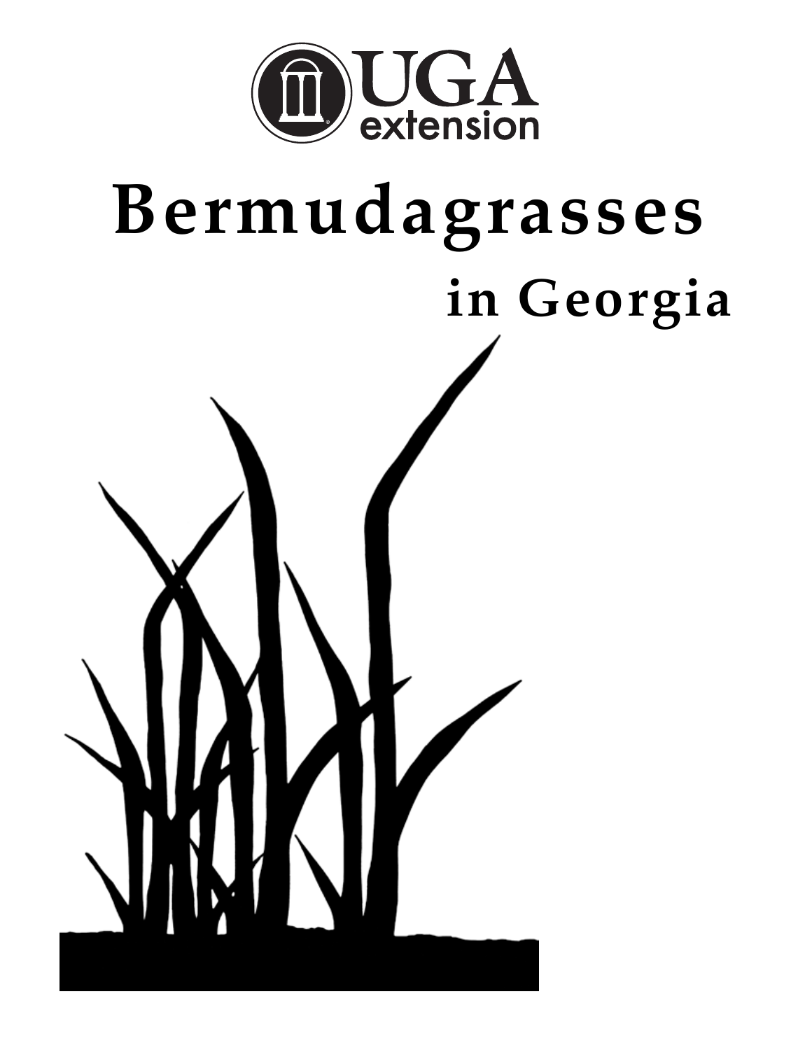UGA extension

# Bermudagrasses

## in Georgia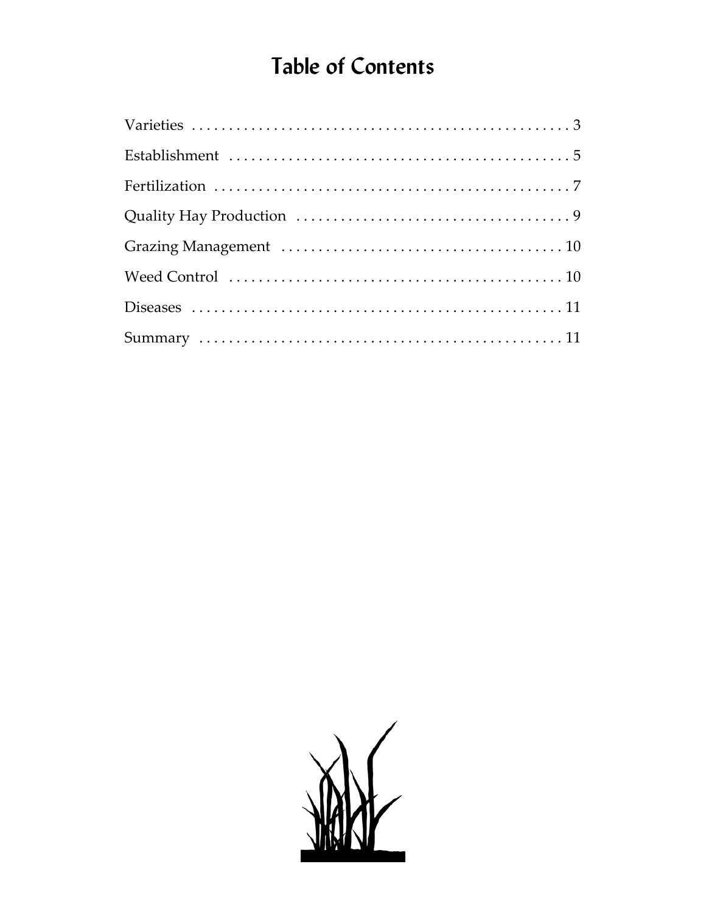# Table of Contents

| Section | Page |
| --- | --- |
| Varieties | 3 |
| Establishment | 5 |
| Fertilization | 7 |
| Quality Hay Production | 9 |
| Grazing Management | 10 |
| Weed Control | 10 |
| Diseases | 11 |
| Summary | 11 |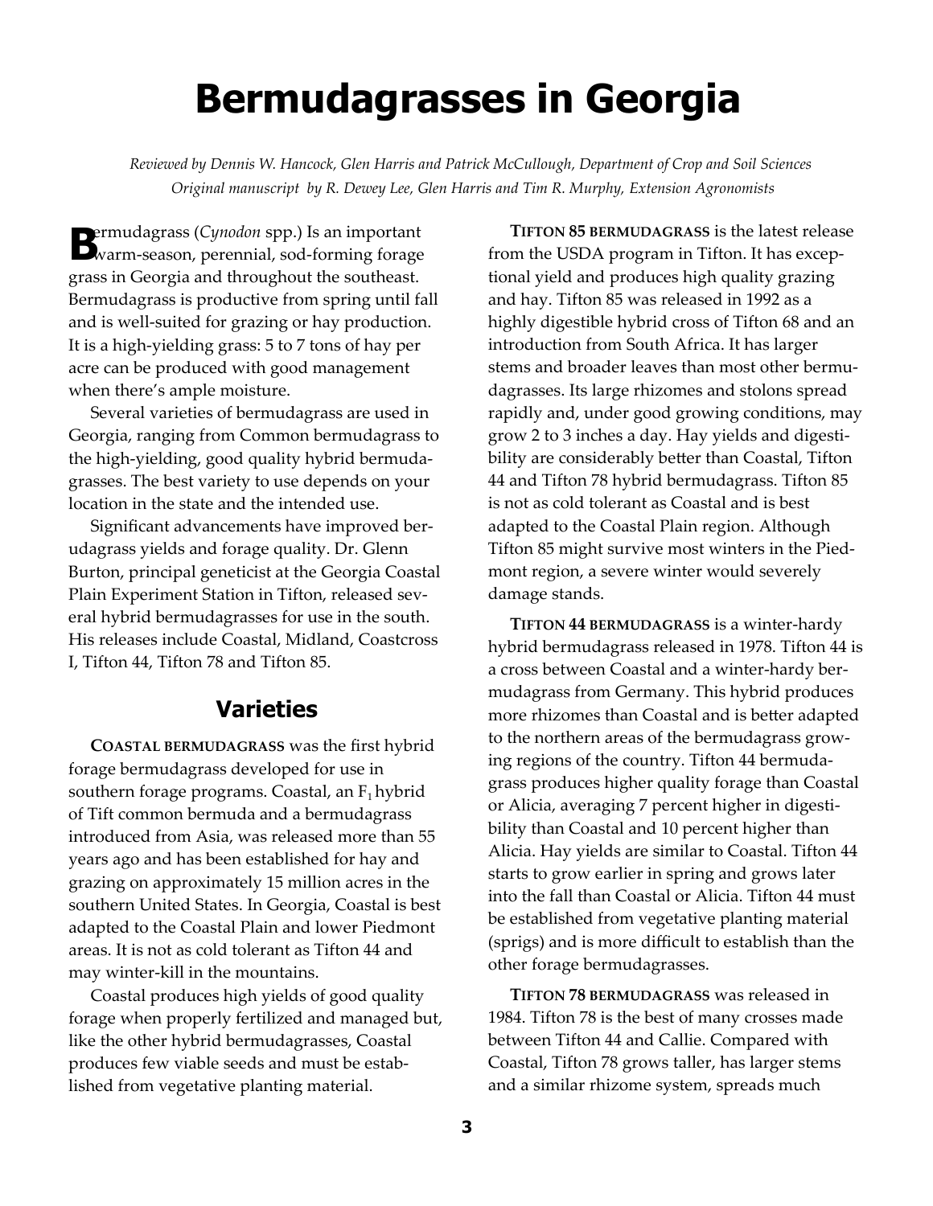# Bermudagrasses in Georgia

*Reviewed by Dennis W. Hancock, Glen Harris and Patrick McCullough, Department of Crop and Soil Sciences*
*Original manuscript by R. Dewey Lee, Glen Harris and Tim R. Murphy, Extension Agronomists*

Bermudagrass (*Cynodon* spp.) Is an important warm-season, perennial, sod-forming forage grass in Georgia and throughout the southeast. Bermudagrass is productive from spring until fall and is well-suited for grazing or hay production. It is a high-yielding grass: 5 to 7 tons of hay per acre can be produced with good management when there's ample moisture.

Several varieties of bermudagrass are used in Georgia, ranging from Common bermudagrass to the high-yielding, good quality hybrid bermudagrasses. The best variety to use depends on your location in the state and the intended use.

Significant advancements have improved berudagrass yields and forage quality. Dr. Glenn Burton, principal geneticist at the Georgia Coastal Plain Experiment Station in Tifton, released several hybrid bermudagrasses for use in the south. His releases include Coastal, Midland, Coastcross I, Tifton 44, Tifton 78 and Tifton 85.

## Varieties

**COASTAL BERMUDAGRASS** was the first hybrid forage bermudagrass developed for use in southern forage programs. Coastal, an $F_1$ hybrid of Tift common bermuda and a bermudagrass introduced from Asia, was released more than 55 years ago and has been established for hay and grazing on approximately 15 million acres in the southern United States. In Georgia, Coastal is best adapted to the Coastal Plain and lower Piedmont areas. It is not as cold tolerant as Tifton 44 and may winter-kill in the mountains.

Coastal produces high yields of good quality forage when properly fertilized and managed but, like the other hybrid bermudagrasses, Coastal produces few viable seeds and must be established from vegetative planting material.

**TIFTON 85 BERMUDAGRASS** is the latest release from the USDA program in Tifton. It has exceptional yield and produces high quality grazing and hay. Tifton 85 was released in 1992 as a highly digestible hybrid cross of Tifton 68 and an introduction from South Africa. It has larger stems and broader leaves than most other bermudagrasses. Its large rhizomes and stolons spread rapidly and, under good growing conditions, may grow 2 to 3 inches a day. Hay yields and digestibility are considerably better than Coastal, Tifton 44 and Tifton 78 hybrid bermudagrass. Tifton 85 is not as cold tolerant as Coastal and is best adapted to the Coastal Plain region. Although Tifton 85 might survive most winters in the Piedmont region, a severe winter would severely damage stands.

**TIFTON 44 BERMUDAGRASS** is a winter-hardy hybrid bermudagrass released in 1978. Tifton 44 is a cross between Coastal and a winter-hardy bermudagrass from Germany. This hybrid produces more rhizomes than Coastal and is better adapted to the northern areas of the bermudagrass growing regions of the country. Tifton 44 bermudagrass produces higher quality forage than Coastal or Alicia, averaging 7 percent higher in digestibility than Coastal and 10 percent higher than Alicia. Hay yields are similar to Coastal. Tifton 44 starts to grow earlier in spring and grows later into the fall than Coastal or Alicia. Tifton 44 must be established from vegetative planting material (sprigs) and is more difficult to establish than the other forage bermudagrasses.

**TIFTON 78 BERMUDAGRASS** was released in 1984. Tifton 78 is the best of many crosses made between Tifton 44 and Callie. Compared with Coastal, Tifton 78 grows taller, has larger stems and a similar rhizome system, spreads much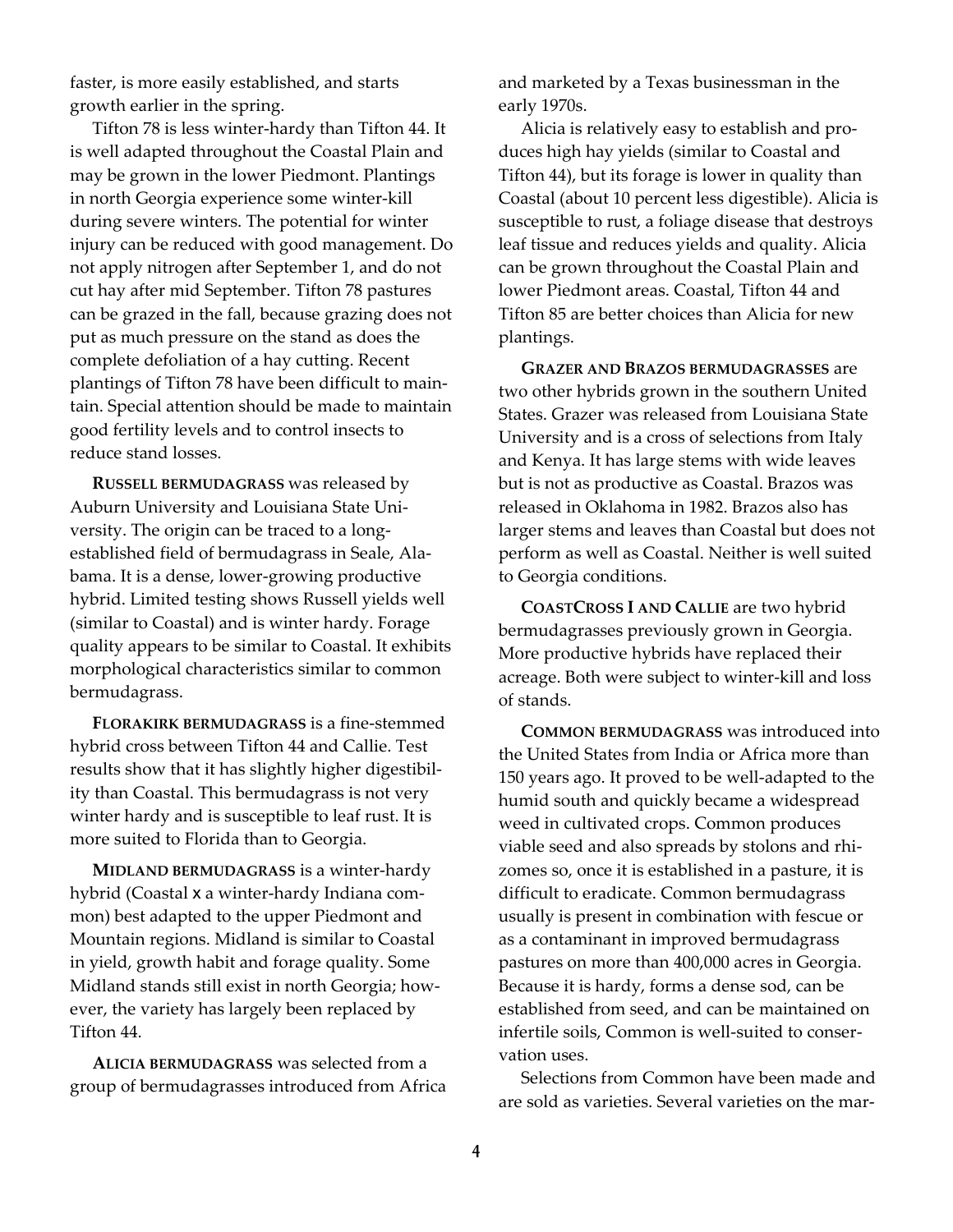faster, is more easily established, and starts growth earlier in the spring.

Tifton 78 is less winter-hardy than Tifton 44. It is well adapted throughout the Coastal Plain and may be grown in the lower Piedmont. Plantings in north Georgia experience some winter-kill during severe winters. The potential for winter injury can be reduced with good management. Do not apply nitrogen after September 1, and do not cut hay after mid September. Tifton 78 pastures can be grazed in the fall, because grazing does not put as much pressure on the stand as does the complete defoliation of a hay cutting. Recent plantings of Tifton 78 have been difficult to maintain. Special attention should be made to maintain good fertility levels and to control insects to reduce stand losses.

**RUSSELL BERMUDAGRASS** was released by Auburn University and Louisiana State University. The origin can be traced to a long-established field of bermudagrass in Seale, Alabama. It is a dense, lower-growing productive hybrid. Limited testing shows Russell yields well (similar to Coastal) and is winter hardy. Forage quality appears to be similar to Coastal. It exhibits morphological characteristics similar to common bermudagrass.

**FLORAKIRK BERMUDAGRASS** is a fine-stemmed hybrid cross between Tifton 44 and Callie. Test results show that it has slightly higher digestibility than Coastal. This bermudagrass is not very winter hardy and is susceptible to leaf rust. It is more suited to Florida than to Georgia.

**MIDLAND BERMUDAGRASS** is a winter-hardy hybrid (Coastal x a winter-hardy Indiana common) best adapted to the upper Piedmont and Mountain regions. Midland is similar to Coastal in yield, growth habit and forage quality. Some Midland stands still exist in north Georgia; however, the variety has largely been replaced by Tifton 44.

**ALICIA BERMUDAGRASS** was selected from a group of bermudagrasses introduced from Africa and marketed by a Texas businessman in the early 1970s.

Alicia is relatively easy to establish and produces high hay yields (similar to Coastal and Tifton 44), but its forage is lower in quality than Coastal (about 10 percent less digestible). Alicia is susceptible to rust, a foliage disease that destroys leaf tissue and reduces yields and quality. Alicia can be grown throughout the Coastal Plain and lower Piedmont areas. Coastal, Tifton 44 and Tifton 85 are better choices than Alicia for new plantings.

**GRAZER AND BRAZOS BERMUDAGRASSES** are two other hybrids grown in the southern United States. Grazer was released from Louisiana State University and is a cross of selections from Italy and Kenya. It has large stems with wide leaves but is not as productive as Coastal. Brazos was released in Oklahoma in 1982. Brazos also has larger stems and leaves than Coastal but does not perform as well as Coastal. Neither is well suited to Georgia conditions.

**COASTCROSS I AND CALLIE** are two hybrid bermudagrasses previously grown in Georgia. More productive hybrids have replaced their acreage. Both were subject to winter-kill and loss of stands.

**COMMON BERMUDAGRASS** was introduced into the United States from India or Africa more than 150 years ago. It proved to be well-adapted to the humid south and quickly became a widespread weed in cultivated crops. Common produces viable seed and also spreads by stolons and rhizomes so, once it is established in a pasture, it is difficult to eradicate. Common bermudagrass usually is present in combination with fescue or as a contaminant in improved bermudagrass pastures on more than 400,000 acres in Georgia. Because it is hardy, forms a dense sod, can be established from seed, and can be maintained on infertile soils, Common is well-suited to conservation uses.

Selections from Common have been made and are sold as varieties. Several varieties on the mar-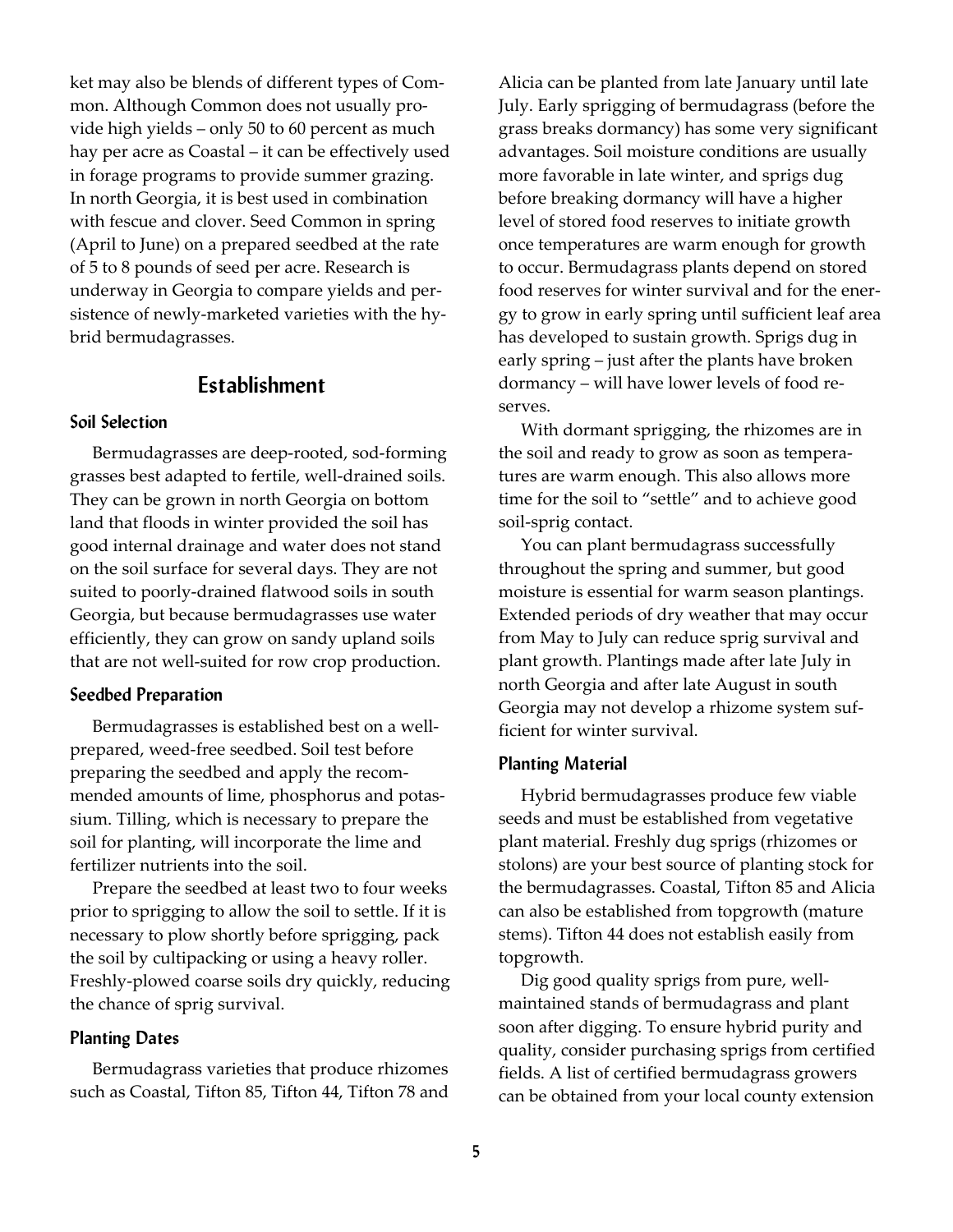ket may also be blends of different types of Common. Although Common does not usually provide high yields – only 50 to 60 percent as much hay per acre as Coastal – it can be effectively used in forage programs to provide summer grazing. In north Georgia, it is best used in combination with fescue and clover. Seed Common in spring (April to June) on a prepared seedbed at the rate of 5 to 8 pounds of seed per acre. Research is underway in Georgia to compare yields and persistence of newly-marketed varieties with the hybrid bermudagrasses.

## Establishment

### Soil Selection

Bermudagrasses are deep-rooted, sod-forming grasses best adapted to fertile, well-drained soils. They can be grown in north Georgia on bottom land that floods in winter provided the soil has good internal drainage and water does not stand on the soil surface for several days. They are not suited to poorly-drained flatwood soils in south Georgia, but because bermudagrasses use water efficiently, they can grow on sandy upland soils that are not well-suited for row crop production.

### Seedbed Preparation

Bermudagrasses is established best on a well-prepared, weed-free seedbed. Soil test before preparing the seedbed and apply the recommended amounts of lime, phosphorus and potassium. Tilling, which is necessary to prepare the soil for planting, will incorporate the lime and fertilizer nutrients into the soil.

Prepare the seedbed at least two to four weeks prior to sprigging to allow the soil to settle. If it is necessary to plow shortly before sprigging, pack the soil by cultipacking or using a heavy roller. Freshly-plowed coarse soils dry quickly, reducing the chance of sprig survival.

### Planting Dates

Bermudagrass varieties that produce rhizomes such as Coastal, Tifton 85, Tifton 44, Tifton 78 and Alicia can be planted from late January until late July. Early sprigging of bermudagrass (before the grass breaks dormancy) has some very significant advantages. Soil moisture conditions are usually more favorable in late winter, and sprigs dug before breaking dormancy will have a higher level of stored food reserves to initiate growth once temperatures are warm enough for growth to occur. Bermudagrass plants depend on stored food reserves for winter survival and for the energy to grow in early spring until sufficient leaf area has developed to sustain growth. Sprigs dug in early spring – just after the plants have broken dormancy – will have lower levels of food reserves.

With dormant sprigging, the rhizomes are in the soil and ready to grow as soon as temperatures are warm enough. This also allows more time for the soil to "settle" and to achieve good soil-sprig contact.

You can plant bermudagrass successfully throughout the spring and summer, but good moisture is essential for warm season plantings. Extended periods of dry weather that may occur from May to July can reduce sprig survival and plant growth. Plantings made after late July in north Georgia and after late August in south Georgia may not develop a rhizome system sufficient for winter survival.

### Planting Material

Hybrid bermudagrasses produce few viable seeds and must be established from vegetative plant material. Freshly dug sprigs (rhizomes or stolons) are your best source of planting stock for the bermudagrasses. Coastal, Tifton 85 and Alicia can also be established from topgrowth (mature stems). Tifton 44 does not establish easily from topgrowth.

Dig good quality sprigs from pure, well-maintained stands of bermudagrass and plant soon after digging. To ensure hybrid purity and quality, consider purchasing sprigs from certified fields. A list of certified bermudagrass growers can be obtained from your local county extension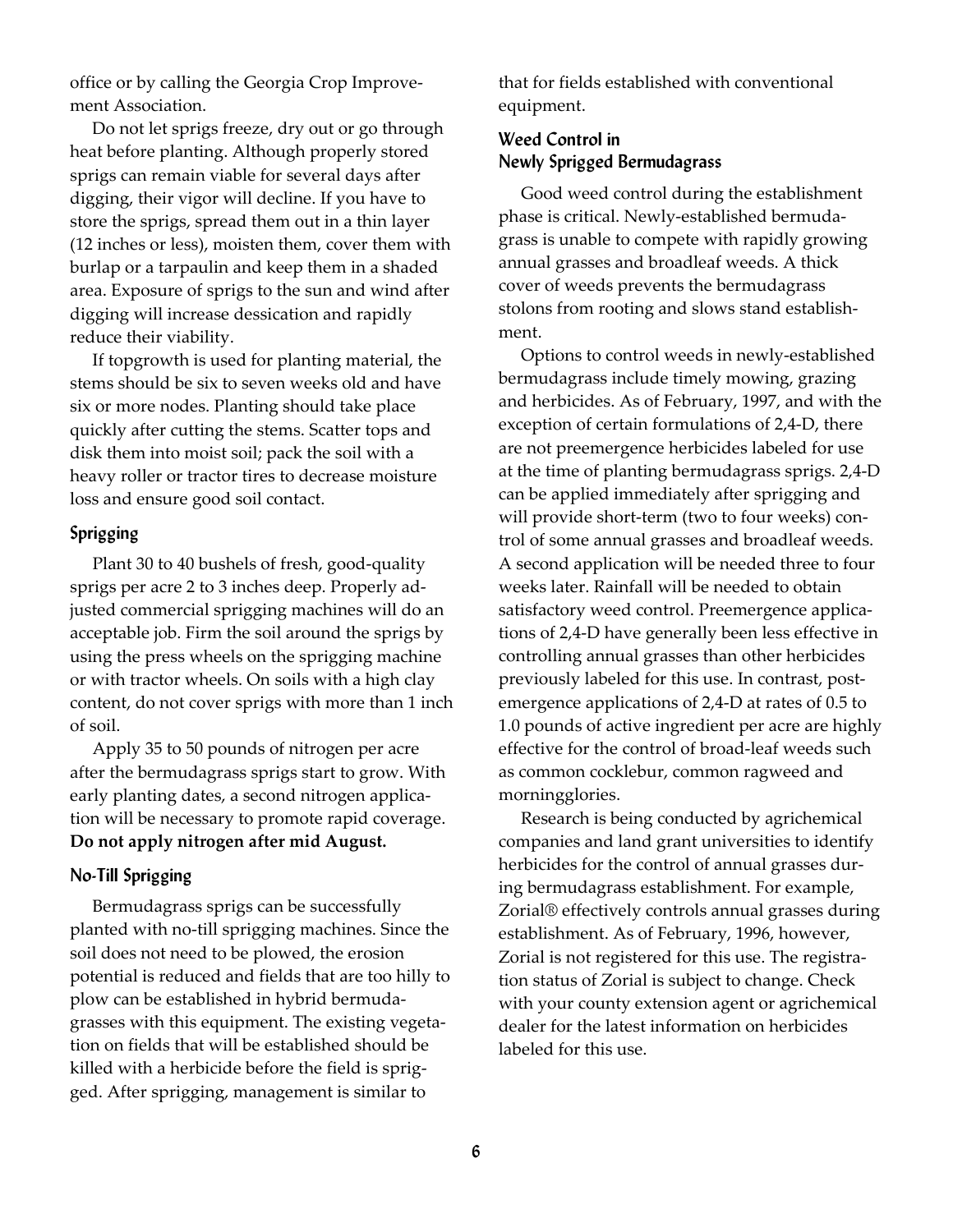office or by calling the Georgia Crop Improvement Association.

Do not let sprigs freeze, dry out or go through heat before planting. Although properly stored sprigs can remain viable for several days after digging, their vigor will decline. If you have to store the sprigs, spread them out in a thin layer (12 inches or less), moisten them, cover them with burlap or a tarpaulin and keep them in a shaded area. Exposure of sprigs to the sun and wind after digging will increase dessication and rapidly reduce their viability.

If topgrowth is used for planting material, the stems should be six to seven weeks old and have six or more nodes. Planting should take place quickly after cutting the stems. Scatter tops and disk them into moist soil; pack the soil with a heavy roller or tractor tires to decrease moisture loss and ensure good soil contact.

### Sprigging

Plant 30 to 40 bushels of fresh, good-quality sprigs per acre 2 to 3 inches deep. Properly adjusted commercial sprigging machines will do an acceptable job. Firm the soil around the sprigs by using the press wheels on the sprigging machine or with tractor wheels. On soils with a high clay content, do not cover sprigs with more than 1 inch of soil.

Apply 35 to 50 pounds of nitrogen per acre after the bermudagrass sprigs start to grow. With early planting dates, a second nitrogen application will be necessary to promote rapid coverage. **Do not apply nitrogen after mid August.**

### No-Till Sprigging

Bermudagrass sprigs can be successfully planted with no-till sprigging machines. Since the soil does not need to be plowed, the erosion potential is reduced and fields that are too hilly to plow can be established in hybrid bermudagrasses with this equipment. The existing vegetation on fields that will be established should be killed with a herbicide before the field is sprigged. After sprigging, management is similar to that for fields established with conventional equipment.

### Weed Control in Newly Sprigged Bermudagrass

Good weed control during the establishment phase is critical. Newly-established bermudagrass is unable to compete with rapidly growing annual grasses and broadleaf weeds. A thick cover of weeds prevents the bermudagrass stolons from rooting and slows stand establishment.

Options to control weeds in newly-established bermudagrass include timely mowing, grazing and herbicides. As of February, 1997, and with the exception of certain formulations of 2,4-D, there are not preemergence herbicides labeled for use at the time of planting bermudagrass sprigs. 2,4-D can be applied immediately after sprigging and will provide short-term (two to four weeks) control of some annual grasses and broadleaf weeds. A second application will be needed three to four weeks later. Rainfall will be needed to obtain satisfactory weed control. Preemergence applications of 2,4-D have generally been less effective in controlling annual grasses than other herbicides previously labeled for this use. In contrast, postemergence applications of 2,4-D at rates of 0.5 to 1.0 pounds of active ingredient per acre are highly effective for the control of broad-leaf weeds such as common cocklebur, common ragweed and morningglories.

Research is being conducted by agrichemical companies and land grant universities to identify herbicides for the control of annual grasses during bermudagrass establishment. For example, Zorial® effectively controls annual grasses during establishment. As of February, 1996, however, Zorial is not registered for this use. The registration status of Zorial is subject to change. Check with your county extension agent or agrichemical dealer for the latest information on herbicides labeled for this use.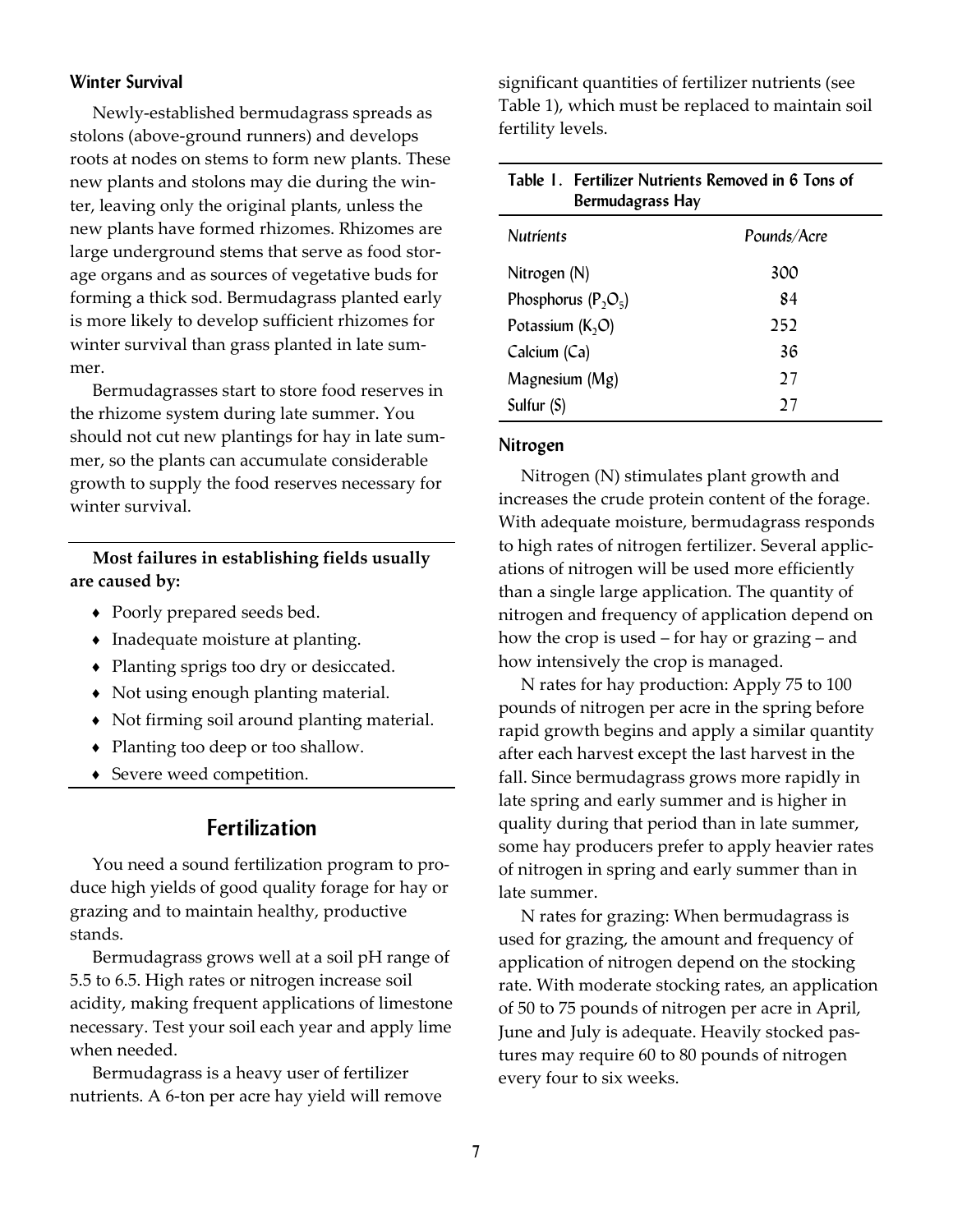### Winter Survival

Newly-established bermudagrass spreads as stolons (above-ground runners) and develops roots at nodes on stems to form new plants. These new plants and stolons may die during the winter, leaving only the original plants, unless the new plants have formed rhizomes. Rhizomes are large underground stems that serve as food storage organs and as sources of vegetative buds for forming a thick sod. Bermudagrass planted early is more likely to develop sufficient rhizomes for winter survival than grass planted in late summer.

Bermudagrasses start to store food reserves in the rhizome system during late summer. You should not cut new plantings for hay in late summer, so the plants can accumulate considerable growth to supply the food reserves necessary for winter survival.

**Most failures in establishing fields usually are caused by:**

- Poorly prepared seeds bed.
- Inadequate moisture at planting.
- Planting sprigs too dry or desiccated.
- Not using enough planting material.
- Not firming soil around planting material.
- Planting too deep or too shallow.
- Severe weed competition.

## Fertilization

You need a sound fertilization program to produce high yields of good quality forage for hay or grazing and to maintain healthy, productive stands.

Bermudagrass grows well at a soil pH range of 5.5 to 6.5. High rates or nitrogen increase soil acidity, making frequent applications of limestone necessary. Test your soil each year and apply lime when needed.

Bermudagrass is a heavy user of fertilizer nutrients. A 6-ton per acre hay yield will remove significant quantities of fertilizer nutrients (see Table 1), which must be replaced to maintain soil fertility levels.

**Table 1. Fertilizer Nutrients Removed in 6 Tons of Bermudagrass Hay**

| *Nutrients* | *Pounds/Acre* |
|---|---|
| Nitrogen (N) | 300 |
| Phosphorus ($P_2O_5$) | 84 |
| Potassium ($K_2O$) | 252 |
| Calcium (Ca) | 36 |
| Magnesium (Mg) | 27 |
| Sulfur (S) | 27 |

### Nitrogen

Nitrogen (N) stimulates plant growth and increases the crude protein content of the forage. With adequate moisture, bermudagrass responds to high rates of nitrogen fertilizer. Several applications of nitrogen will be used more efficiently than a single large application. The quantity of nitrogen and frequency of application depend on how the crop is used – for hay or grazing – and how intensively the crop is managed.

N rates for hay production: Apply 75 to 100 pounds of nitrogen per acre in the spring before rapid growth begins and apply a similar quantity after each harvest except the last harvest in the fall. Since bermudagrass grows more rapidly in late spring and early summer and is higher in quality during that period than in late summer, some hay producers prefer to apply heavier rates of nitrogen in spring and early summer than in late summer.

N rates for grazing: When bermudagrass is used for grazing, the amount and frequency of application of nitrogen depend on the stocking rate. With moderate stocking rates, an application of 50 to 75 pounds of nitrogen per acre in April, June and July is adequate. Heavily stocked pastures may require 60 to 80 pounds of nitrogen every four to six weeks.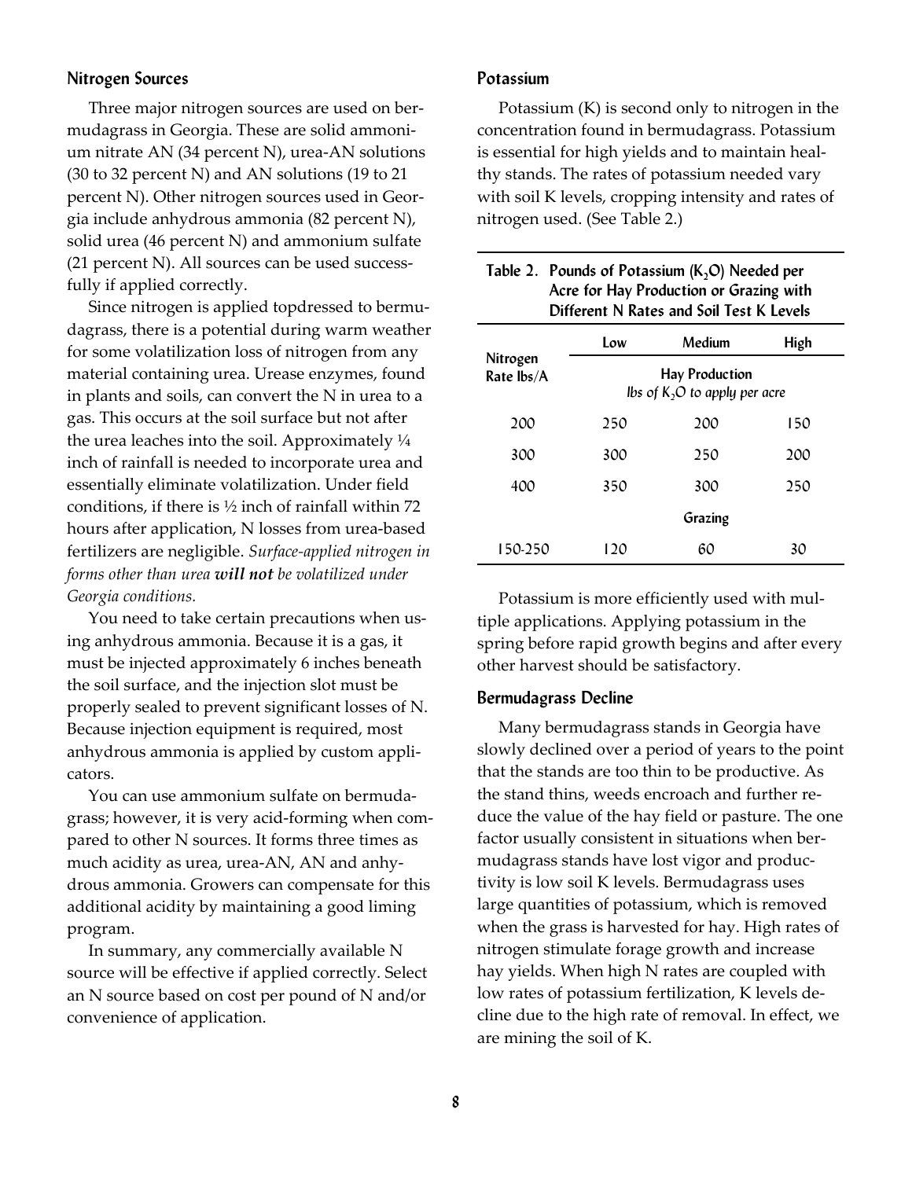### Nitrogen Sources

Three major nitrogen sources are used on bermudagrass in Georgia. These are solid ammonium nitrate AN (34 percent N), urea-AN solutions (30 to 32 percent N) and AN solutions (19 to 21 percent N). Other nitrogen sources used in Georgia include anhydrous ammonia (82 percent N), solid urea (46 percent N) and ammonium sulfate (21 percent N). All sources can be used successfully if applied correctly.

Since nitrogen is applied topdressed to bermudagrass, there is a potential during warm weather for some volatilization loss of nitrogen from any material containing urea. Urease enzymes, found in plants and soils, can convert the N in urea to a gas. This occurs at the soil surface but not after the urea leaches into the soil. Approximately ¼ inch of rainfall is needed to incorporate urea and essentially eliminate volatilization. Under field conditions, if there is ½ inch of rainfall within 72 hours after application, N losses from urea-based fertilizers are negligible. *Surface-applied nitrogen in forms other than urea **will not** be volatilized under Georgia conditions.*

You need to take certain precautions when using anhydrous ammonia. Because it is a gas, it must be injected approximately 6 inches beneath the soil surface, and the injection slot must be properly sealed to prevent significant losses of N. Because injection equipment is required, most anhydrous ammonia is applied by custom applicators.

You can use ammonium sulfate on bermudagrass; however, it is very acid-forming when compared to other N sources. It forms three times as much acidity as urea, urea-AN, AN and anhydrous ammonia. Growers can compensate for this additional acidity by maintaining a good liming program.

In summary, any commercially available N source will be effective if applied correctly. Select an N source based on cost per pound of N and/or convenience of application.

### Potassium

Potassium (K) is second only to nitrogen in the concentration found in bermudagrass. Potassium is essential for high yields and to maintain healthy stands. The rates of potassium needed vary with soil K levels, cropping intensity and rates of nitrogen used. (See Table 2.)

**Table 2. Pounds of Potassium ($K_2O$) Needed per Acre for Hay Production or Grazing with Different N Rates and Soil Test K Levels**

| Nitrogen Rate lbs/A | Low | Medium | High |
|---|---|---|---|
| | Hay Production *lbs of $K_2O$ to apply per acre* | | |
| 200 | 250 | 200 | 150 |
| 300 | 300 | 250 | 200 |
| 400 | 350 | 300 | 250 |
| | Grazing | | |
| 150-250 | 120 | 60 | 30 |

Potassium is more efficiently used with multiple applications. Applying potassium in the spring before rapid growth begins and after every other harvest should be satisfactory.

### Bermudagrass Decline

Many bermudagrass stands in Georgia have slowly declined over a period of years to the point that the stands are too thin to be productive. As the stand thins, weeds encroach and further reduce the value of the hay field or pasture. The one factor usually consistent in situations when bermudagrass stands have lost vigor and productivity is low soil K levels. Bermudagrass uses large quantities of potassium, which is removed when the grass is harvested for hay. High rates of nitrogen stimulate forage growth and increase hay yields. When high N rates are coupled with low rates of potassium fertilization, K levels decline due to the high rate of removal. In effect, we are mining the soil of K.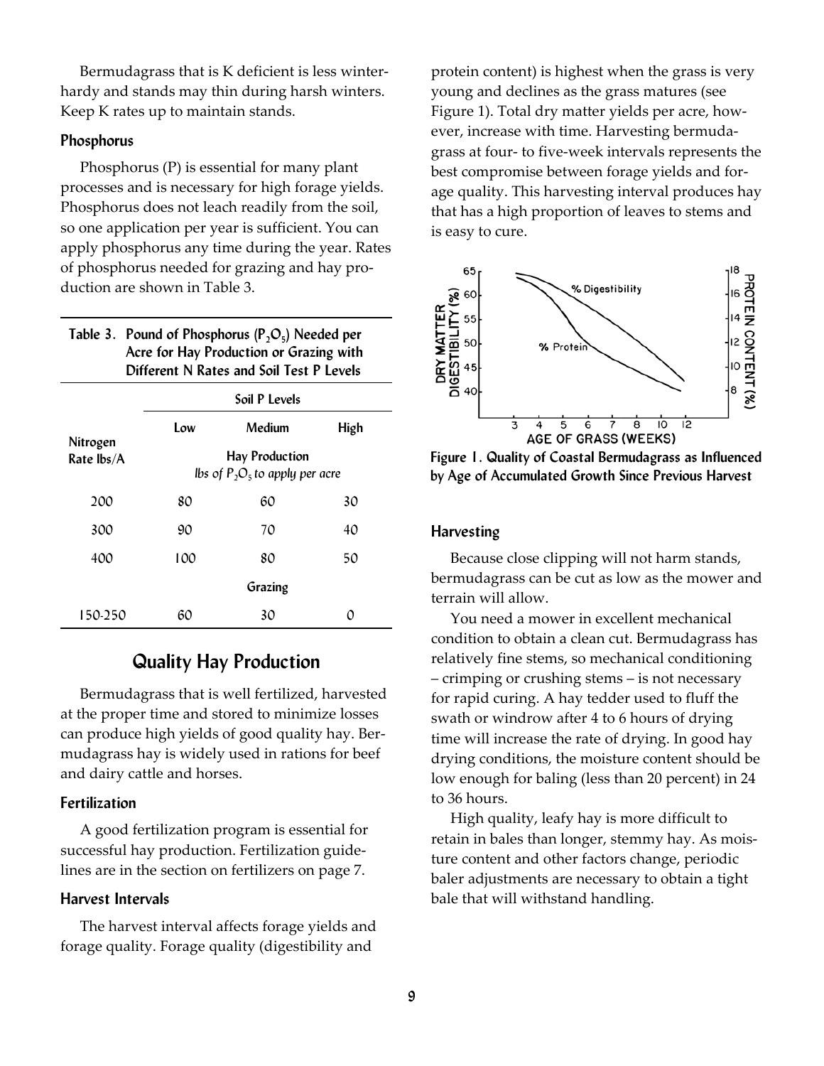Bermudagrass that is K deficient is less winter-hardy and stands may thin during harsh winters. Keep K rates up to maintain stands.

### Phosphorus

Phosphorus (P) is essential for many plant processes and is necessary for high forage yields. Phosphorus does not leach readily from the soil, so one application per year is sufficient. You can apply phosphorus any time during the year. Rates of phosphorus needed for grazing and hay production are shown in Table 3.

**Table 3. Pound of Phosphorus ($P_2O_5$) Needed per Acre for Hay Production or Grazing with Different N Rates and Soil Test P Levels**

| | Soil P Levels | | |
|---|---|---|---|
| | Low | Medium | High |
| Nitrogen Rate lbs/A | Hay Production *lbs of $P_2O_5$ to apply per acre* | | |
| 200 | 80 | 60 | 30 |
| 300 | 90 | 70 | 40 |
| 400 | 100 | 80 | 50 |
| | Grazing | | |
| 150-250 | 60 | 30 | 0 |

## Quality Hay Production

Bermudagrass that is well fertilized, harvested at the proper time and stored to minimize losses can produce high yields of good quality hay. Bermudagrass hay is widely used in rations for beef and dairy cattle and horses.

### Fertilization

A good fertilization program is essential for successful hay production. Fertilization guidelines are in the section on fertilizers on page 7.

### Harvest Intervals

The harvest interval affects forage yields and forage quality. Forage quality (digestibility and protein content) is highest when the grass is very young and declines as the grass matures (see Figure 1). Total dry matter yields per acre, however, increase with time. Harvesting bermudagrass at four- to five-week intervals represents the best compromise between forage yields and forage quality. This harvesting interval produces hay that has a high proportion of leaves to stems and is easy to cure.

**Figure 1. Quality of Coastal Bermudagrass as Influenced by Age of Accumulated Growth Since Previous Harvest**

### Harvesting

Because close clipping will not harm stands, bermudagrass can be cut as low as the mower and terrain will allow.

You need a mower in excellent mechanical condition to obtain a clean cut. Bermudagrass has relatively fine stems, so mechanical conditioning – crimping or crushing stems – is not necessary for rapid curing. A hay tedder used to fluff the swath or windrow after 4 to 6 hours of drying time will increase the rate of drying. In good hay drying conditions, the moisture content should be low enough for baling (less than 20 percent) in 24 to 36 hours.

High quality, leafy hay is more difficult to retain in bales than longer, stemmy hay. As moisture content and other factors change, periodic baler adjustments are necessary to obtain a tight bale that will withstand handling.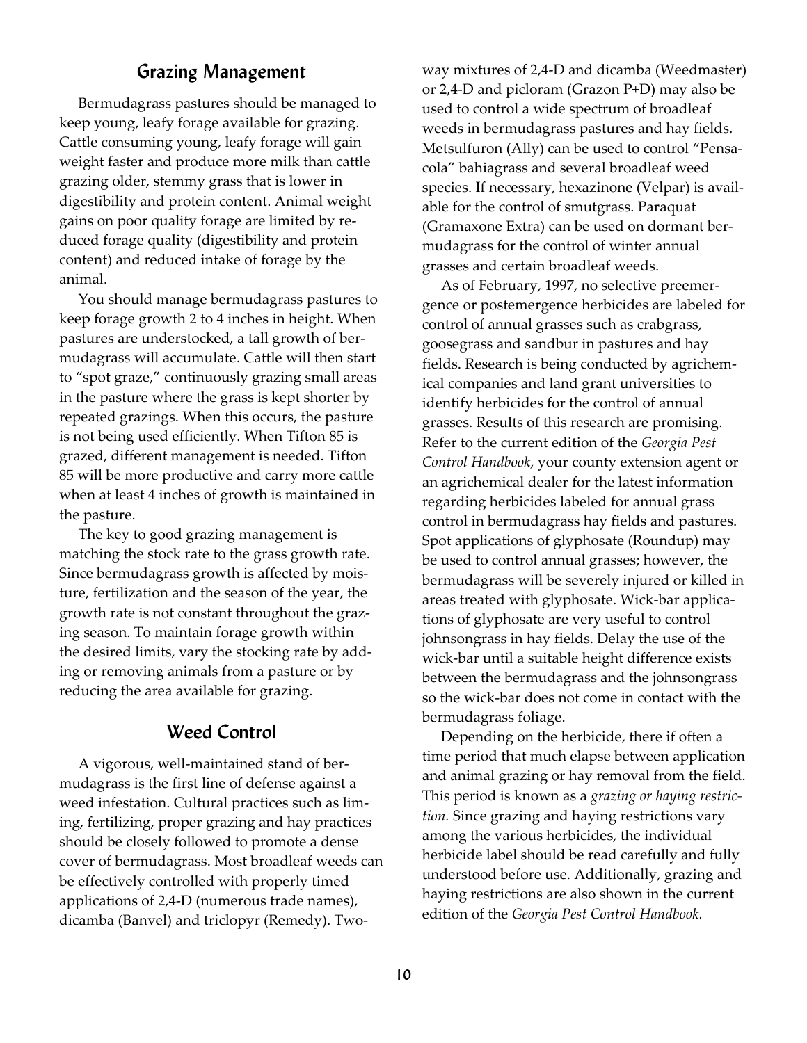## Grazing Management

Bermudagrass pastures should be managed to keep young, leafy forage available for grazing. Cattle consuming young, leafy forage will gain weight faster and produce more milk than cattle grazing older, stemmy grass that is lower in digestibility and protein content. Animal weight gains on poor quality forage are limited by reduced forage quality (digestibility and protein content) and reduced intake of forage by the animal.

You should manage bermudagrass pastures to keep forage growth 2 to 4 inches in height. When pastures are understocked, a tall growth of bermudagrass will accumulate. Cattle will then start to "spot graze," continuously grazing small areas in the pasture where the grass is kept shorter by repeated grazings. When this occurs, the pasture is not being used efficiently. When Tifton 85 is grazed, different management is needed. Tifton 85 will be more productive and carry more cattle when at least 4 inches of growth is maintained in the pasture.

The key to good grazing management is matching the stock rate to the grass growth rate. Since bermudagrass growth is affected by moisture, fertilization and the season of the year, the growth rate is not constant throughout the grazing season. To maintain forage growth within the desired limits, vary the stocking rate by adding or removing animals from a pasture or by reducing the area available for grazing.

## Weed Control

A vigorous, well-maintained stand of bermudagrass is the first line of defense against a weed infestation. Cultural practices such as liming, fertilizing, proper grazing and hay practices should be closely followed to promote a dense cover of bermudagrass. Most broadleaf weeds can be effectively controlled with properly timed applications of 2,4-D (numerous trade names), dicamba (Banvel) and triclopyr (Remedy). Two-way mixtures of 2,4-D and dicamba (Weedmaster) or 2,4-D and picloram (Grazon P+D) may also be used to control a wide spectrum of broadleaf weeds in bermudagrass pastures and hay fields. Metsulfuron (Ally) can be used to control "Pensacola" bahiagrass and several broadleaf weed species. If necessary, hexazinone (Velpar) is available for the control of smutgrass. Paraquat (Gramaxone Extra) can be used on dormant bermudagrass for the control of winter annual grasses and certain broadleaf weeds.

As of February, 1997, no selective preemergence or postemergence herbicides are labeled for control of annual grasses such as crabgrass, goosegrass and sandbur in pastures and hay fields. Research is being conducted by agrichemical companies and land grant universities to identify herbicides for the control of annual grasses. Results of this research are promising. Refer to the current edition of the *Georgia Pest Control Handbook,* your county extension agent or an agrichemical dealer for the latest information regarding herbicides labeled for annual grass control in bermudagrass hay fields and pastures. Spot applications of glyphosate (Roundup) may be used to control annual grasses; however, the bermudagrass will be severely injured or killed in areas treated with glyphosate. Wick-bar applications of glyphosate are very useful to control johnsongrass in hay fields. Delay the use of the wick-bar until a suitable height difference exists between the bermudagrass and the johnsongrass so the wick-bar does not come in contact with the bermudagrass foliage.

Depending on the herbicide, there if often a time period that much elapse between application and animal grazing or hay removal from the field. This period is known as a *grazing or haying restriction.* Since grazing and haying restrictions vary among the various herbicides, the individual herbicide label should be read carefully and fully understood before use. Additionally, grazing and haying restrictions are also shown in the current edition of the *Georgia Pest Control Handbook.*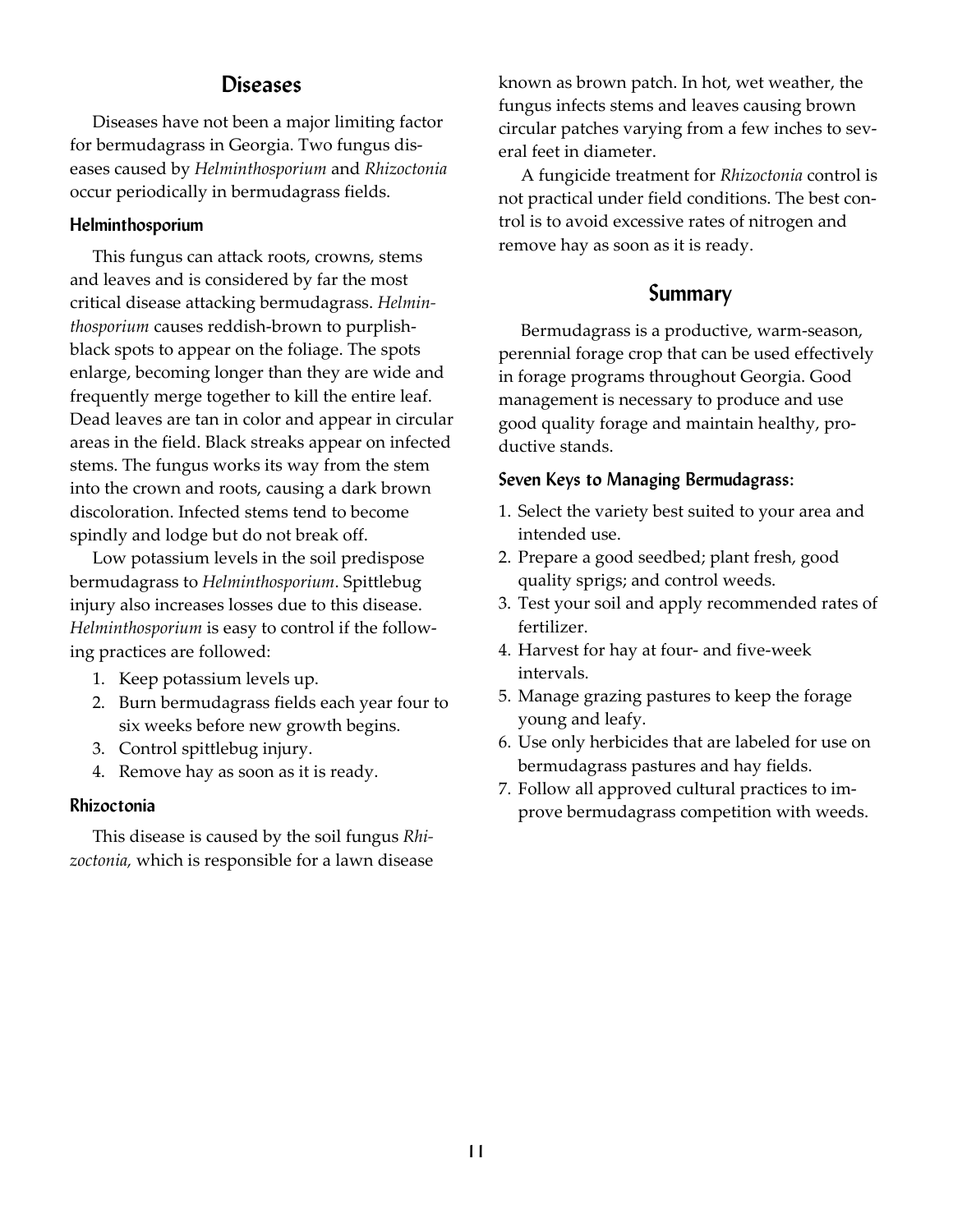## Diseases

Diseases have not been a major limiting factor for bermudagrass in Georgia. Two fungus diseases caused by *Helminthosporium* and *Rhizoctonia* occur periodically in bermudagrass fields.

### Helminthosporium

This fungus can attack roots, crowns, stems and leaves and is considered by far the most critical disease attacking bermudagrass. *Helminthosporium* causes reddish-brown to purplish-black spots to appear on the foliage. The spots enlarge, becoming longer than they are wide and frequently merge together to kill the entire leaf. Dead leaves are tan in color and appear in circular areas in the field. Black streaks appear on infected stems. The fungus works its way from the stem into the crown and roots, causing a dark brown discoloration. Infected stems tend to become spindly and lodge but do not break off.

Low potassium levels in the soil predispose bermudagrass to *Helminthosporium*. Spittlebug injury also increases losses due to this disease. *Helminthosporium* is easy to control if the following practices are followed:

1. Keep potassium levels up.
2. Burn bermudagrass fields each year four to six weeks before new growth begins.
3. Control spittlebug injury.
4. Remove hay as soon as it is ready.

### Rhizoctonia

This disease is caused by the soil fungus *Rhizoctonia,* which is responsible for a lawn disease known as brown patch. In hot, wet weather, the fungus infects stems and leaves causing brown circular patches varying from a few inches to several feet in diameter.

A fungicide treatment for *Rhizoctonia* control is not practical under field conditions. The best control is to avoid excessive rates of nitrogen and remove hay as soon as it is ready.

## Summary

Bermudagrass is a productive, warm-season, perennial forage crop that can be used effectively in forage programs throughout Georgia. Good management is necessary to produce and use good quality forage and maintain healthy, productive stands.

### Seven Keys to Managing Bermudagrass:

1. Select the variety best suited to your area and intended use.
2. Prepare a good seedbed; plant fresh, good quality sprigs; and control weeds.
3. Test your soil and apply recommended rates of fertilizer.
4. Harvest for hay at four- and five-week intervals.
5. Manage grazing pastures to keep the forage young and leafy.
6. Use only herbicides that are labeled for use on bermudagrass pastures and hay fields.
7. Follow all approved cultural practices to improve bermudagrass competition with weeds.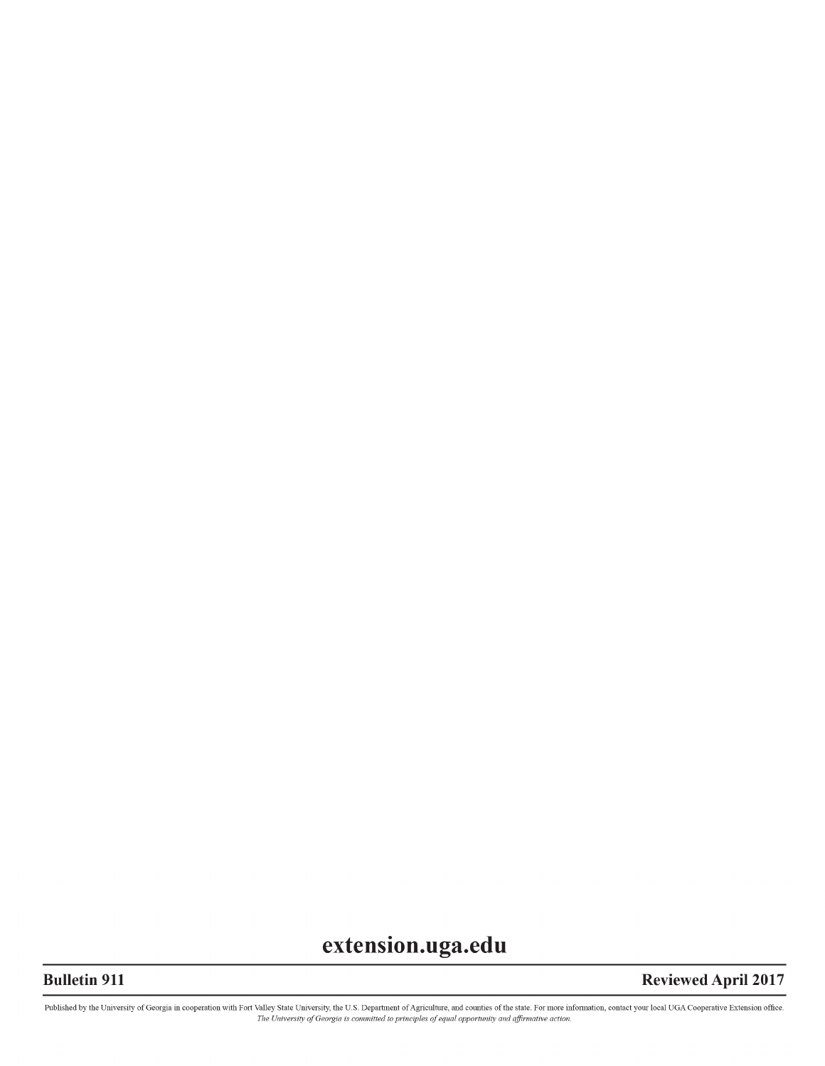**extension.uga.edu**

**Bulletin 911** **Reviewed April 2017**

Published by the University of Georgia in cooperation with Fort Valley State University, the U.S. Department of Agriculture, and counties of the state. For more information, contact your local UGA Cooperative Extension office.

*The University of Georgia is committed to principles of equal opportunity and affirmative action.*